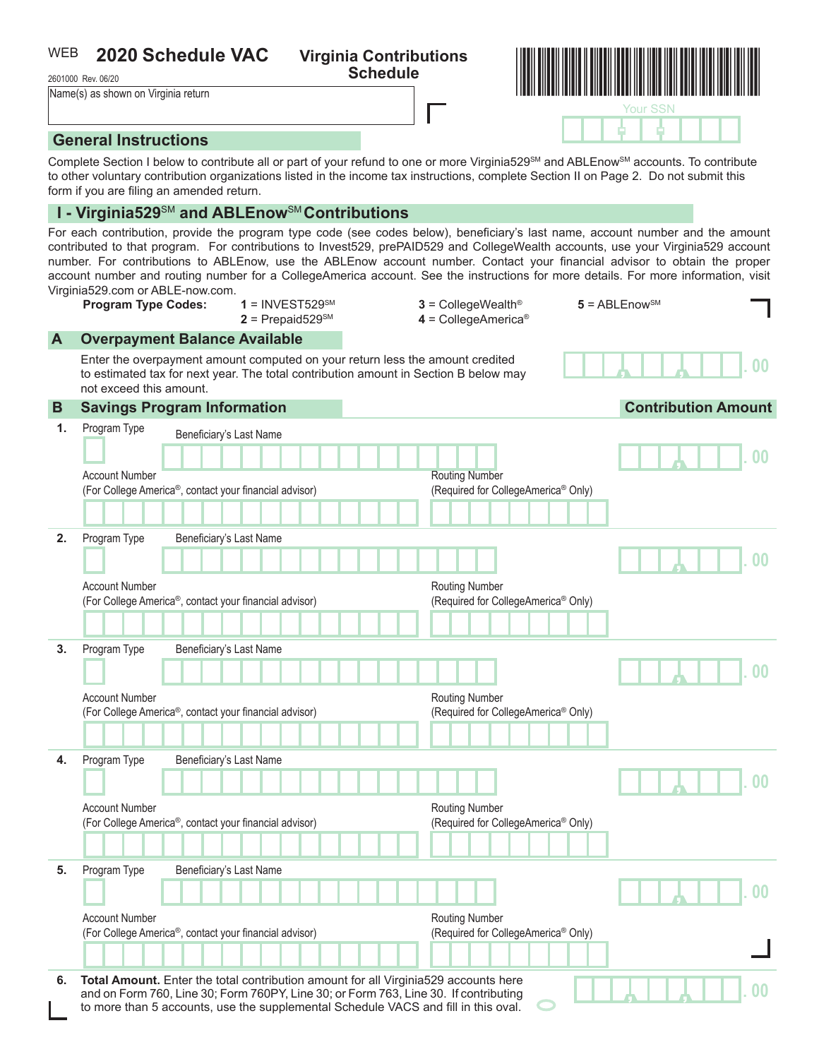WEB **2020 Schedule VAC** **Virginia Contributions Schedule**

2601000 Rev. 06/20

Name(s) as shown on Virginia return

Your SSN

## General Instructions

Complete Section I below to contribute all or part of your refund to one or more Virginia529[SM] and ABLEnow[SM] accounts. To contribute to other voluntary contribution organizations listed in the income tax instructions, complete Section II on Page 2. Do not submit this form if you are filing an amended return.

## I - Virginia529[SM] and ABLEnow[SM] Contributions

For each contribution, provide the program type code (see codes below), beneficiary's last name, account number and the amount contributed to that program. For contributions to Invest529, prePAID529 and CollegeWealth accounts, use your Virginia529 account number. For contributions to ABLEnow, use the ABLEnow account number. Contact your financial advisor to obtain the proper account number and routing number for a CollegeAmerica account. See the instructions for more details. For more information, visit Virginia529.com or ABLE-now.com.

**Program Type Codes:**
- **1** = INVEST529[SM]
- **2** = Prepaid529[SM]
- **3** = CollegeWealth®
- **4** = CollegeAmerica®
- **5** = ABLEnow[SM]

### A Overpayment Balance Available

Enter the overpayment amount computed on your return less the amount credited to estimated tax for next year. The total contribution amount in Section B below may not exceed this amount. .00

### B Savings Program Information — Contribution Amount

**1.** Program Type — Beneficiary's Last Name — .00
Account Number (For College America®, contact your financial advisor) — Routing Number (Required for CollegeAmerica® Only)

**2.** Program Type — Beneficiary's Last Name — .00
Account Number (For College America®, contact your financial advisor) — Routing Number (Required for CollegeAmerica® Only)

**3.** Program Type — Beneficiary's Last Name — .00
Account Number (For College America®, contact your financial advisor) — Routing Number (Required for CollegeAmerica® Only)

**4.** Program Type — Beneficiary's Last Name — .00
Account Number (For College America®, contact your financial advisor) — Routing Number (Required for CollegeAmerica® Only)

**5.** Program Type — Beneficiary's Last Name — .00
Account Number (For College America®, contact your financial advisor) — Routing Number (Required for CollegeAmerica® Only)

**6.** **Total Amount.** Enter the total contribution amount for all Virginia529 accounts here and on Form 760, Line 30; Form 760PY, Line 30; or Form 763, Line 30. If contributing to more than 5 accounts, use the supplemental Schedule VACS and fill in this oval. ○ .00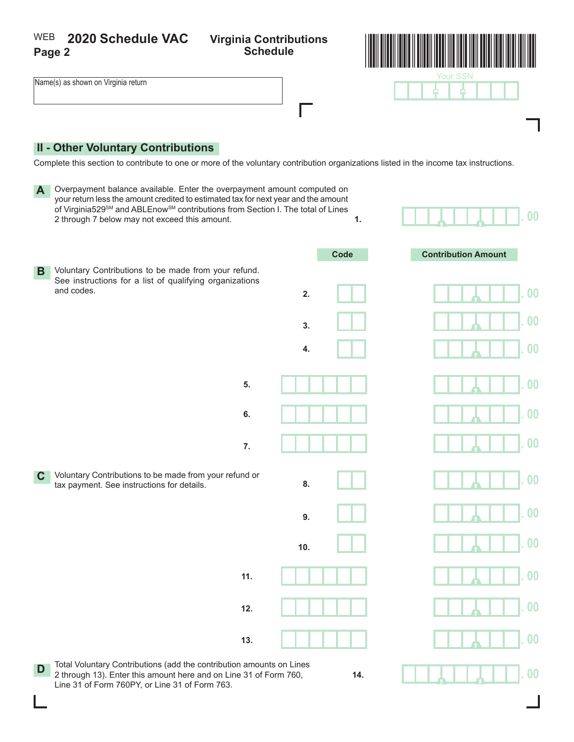WEB **2020 Schedule VAC** Page 2

**Virginia Contributions Schedule**

Name(s) as shown on Virginia return

Your SSN

## II - Other Voluntary Contributions

Complete this section to contribute to one or more of the voluntary contribution organizations listed in the income tax instructions.

**A** Overpayment balance available. Enter the overpayment amount computed on your return less the amount credited to estimated tax for next year and the amount of Virginia529[SM] and ABLEnow[SM] contributions from Section I. The total of Lines 2 through 7 below may not exceed this amount. **1.** .00

| | Line | Code | Contribution Amount |
|---|---|---|---|
| **B** Voluntary Contributions to be made from your refund. See instructions for a list of qualifying organizations and codes. | **2.** | | .00 |
| | **3.** | | .00 |
| | **4.** | | .00 |
| | **5.** | | .00 |
| | **6.** | | .00 |
| | **7.** | | .00 |
| **C** Voluntary Contributions to be made from your refund or tax payment. See instructions for details. | **8.** | | .00 |
| | **9.** | | .00 |
| | **10.** | | .00 |
| | **11.** | | .00 |
| | **12.** | | .00 |
| | **13.** | | .00 |

**D** Total Voluntary Contributions (add the contribution amounts on Lines 2 through 13). Enter this amount here and on Line 31 of Form 760, Line 31 of Form 760PY, or Line 31 of Form 763. **14.** .00